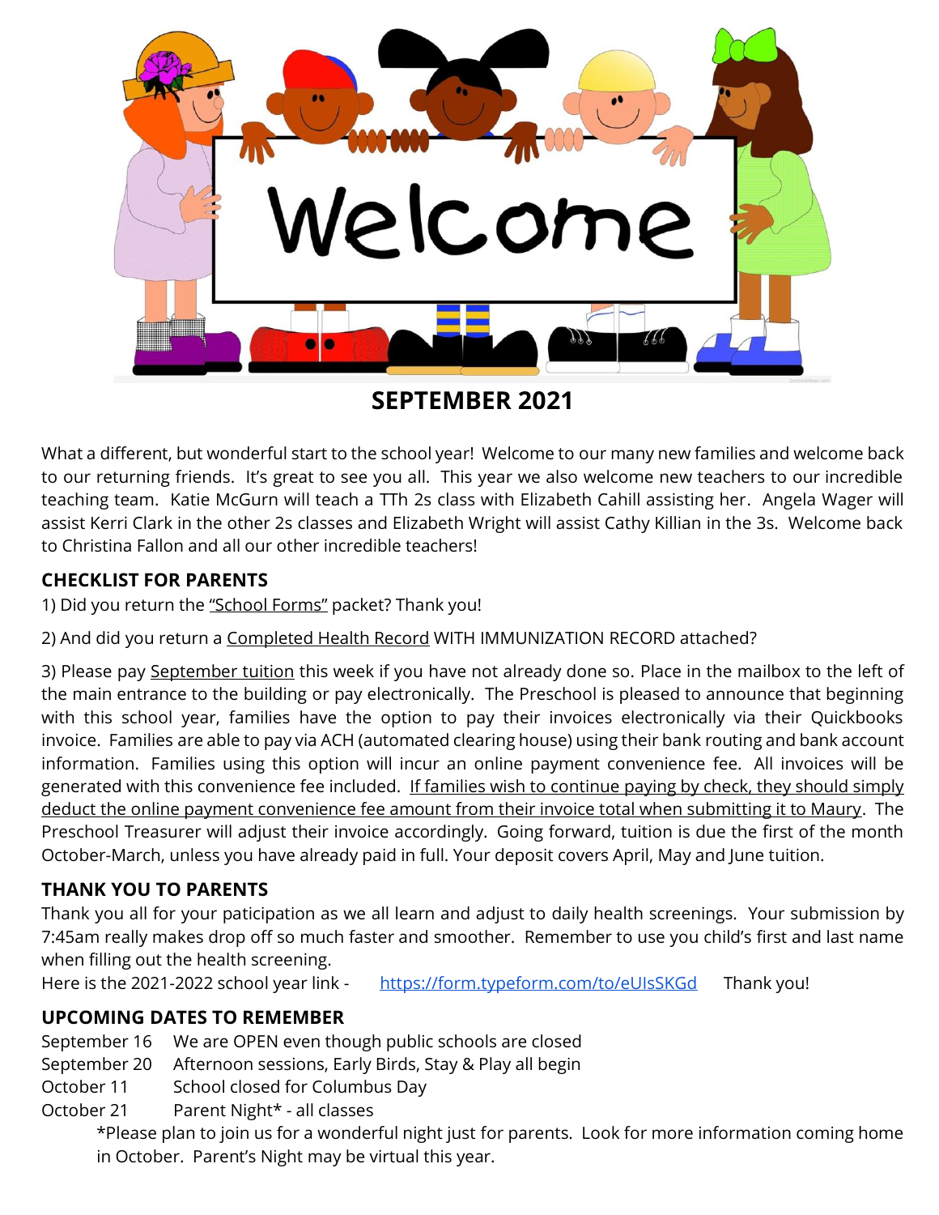Welcome

## SEPTEMBER 2021

What a different, but wonderful start to the school year! Welcome to our many new families and welcome back to our returning friends. It's great to see you all. This year we also welcome new teachers to our incredible teaching team. Katie McGurn will teach a TTh 2s class with Elizabeth Cahill assisting her. Angela Wager will assist Kerri Clark in the other 2s classes and Elizabeth Wright will assist Cathy Killian in the 3s. Welcome back to Christina Fallon and all our other incredible teachers!

### CHECKLIST FOR PARENTS

1) Did you return the "School Forms" packet? Thank you!

2) And did you return a Completed Health Record WITH IMMUNIZATION RECORD attached?

3) Please pay September tuition this week if you have not already done so. Place in the mailbox to the left of the main entrance to the building or pay electronically. The Preschool is pleased to announce that beginning with this school year, families have the option to pay their invoices electronically via their Quickbooks invoice. Families are able to pay via ACH (automated clearing house) using their bank routing and bank account information. Families using this option will incur an online payment convenience fee. All invoices will be generated with this convenience fee included. If families wish to continue paying by check, they should simply deduct the online payment convenience fee amount from their invoice total when submitting it to Maury. The Preschool Treasurer will adjust their invoice accordingly. Going forward, tuition is due the first of the month October-March, unless you have already paid in full. Your deposit covers April, May and June tuition.

### THANK YOU TO PARENTS

Thank you all for your paticipation as we all learn and adjust to daily health screenings. Your submission by 7:45am really makes drop off so much faster and smoother. Remember to use you child's first and last name when filling out the health screening.
Here is the 2021-2022 school year link - https://form.typeform.com/to/eUIsSKGd Thank you!

### UPCOMING DATES TO REMEMBER

September 16 We are OPEN even though public schools are closed
September 20 Afternoon sessions, Early Birds, Stay & Play all begin
October 11 School closed for Columbus Day
October 21 Parent Night* - all classes

*Please plan to join us for a wonderful night just for parents. Look for more information coming home in October. Parent's Night may be virtual this year.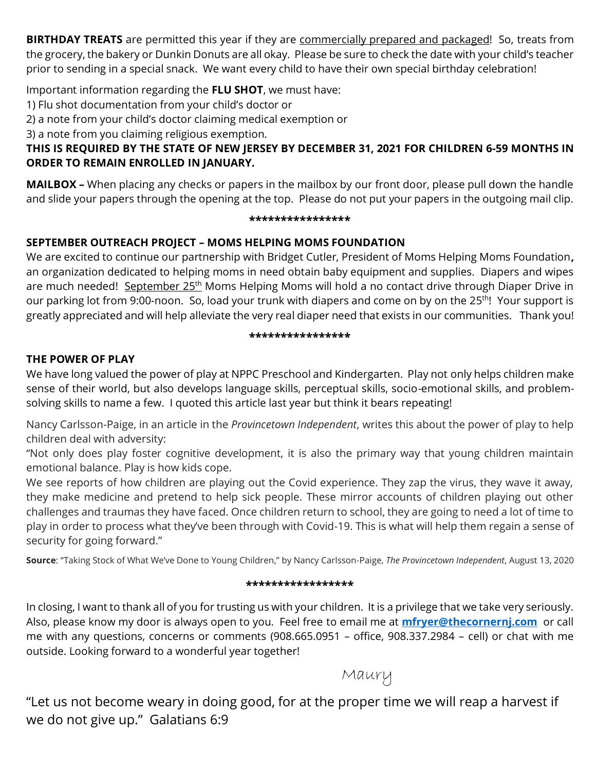**BIRTHDAY TREATS** are permitted this year if they are commercially prepared and packaged! So, treats from the grocery, the bakery or Dunkin Donuts are all okay. Please be sure to check the date with your child's teacher prior to sending in a special snack. We want every child to have their own special birthday celebration!

Important information regarding the **FLU SHOT**, we must have:

1) Flu shot documentation from your child's doctor or
2) a note from your child's doctor claiming medical exemption or
3) a note from you claiming religious exemption.

**THIS IS REQUIRED BY THE STATE OF NEW JERSEY BY DECEMBER 31, 2021 FOR CHILDREN 6-59 MONTHS IN ORDER TO REMAIN ENROLLED IN JANUARY.**

**MAILBOX –** When placing any checks or papers in the mailbox by our front door, please pull down the handle and slide your papers through the opening at the top. Please do not put your papers in the outgoing mail clip.

****************

**SEPTEMBER OUTREACH PROJECT – MOMS HELPING MOMS FOUNDATION**

We are excited to continue our partnership with Bridget Cutler, President of Moms Helping Moms Foundation**,** an organization dedicated to helping moms in need obtain baby equipment and supplies. Diapers and wipes are much needed! September 25th Moms Helping Moms will hold a no contact drive through Diaper Drive in our parking lot from 9:00-noon. So, load your trunk with diapers and come on by on the 25th! Your support is greatly appreciated and will help alleviate the very real diaper need that exists in our communities. Thank you!

****************

**THE POWER OF PLAY**

We have long valued the power of play at NPPC Preschool and Kindergarten. Play not only helps children make sense of their world, but also develops language skills, perceptual skills, socio-emotional skills, and problem-solving skills to name a few. I quoted this article last year but think it bears repeating!

Nancy Carlsson-Paige, in an article in the *Provincetown Independent*, writes this about the power of play to help children deal with adversity:

"Not only does play foster cognitive development, it is also the primary way that young children maintain emotional balance. Play is how kids cope.

We see reports of how children are playing out the Covid experience. They zap the virus, they wave it away, they make medicine and pretend to help sick people. These mirror accounts of children playing out other challenges and traumas they have faced. Once children return to school, they are going to need a lot of time to play in order to process what they've been through with Covid-19. This is what will help them regain a sense of security for going forward."

**Source**: "Taking Stock of What We've Done to Young Children," by Nancy Carlsson-Paige, *The Provincetown Independent*, August 13, 2020

*****************

In closing, I want to thank all of you for trusting us with your children. It is a privilege that we take very seriously. Also, please know my door is always open to you. Feel free to email me at **mfryer@thecornernj.com** or call me with any questions, concerns or comments (908.665.0951 – office, 908.337.2984 – cell) or chat with me outside. Looking forward to a wonderful year together!

Maury

"Let us not become weary in doing good, for at the proper time we will reap a harvest if we do not give up." Galatians 6:9